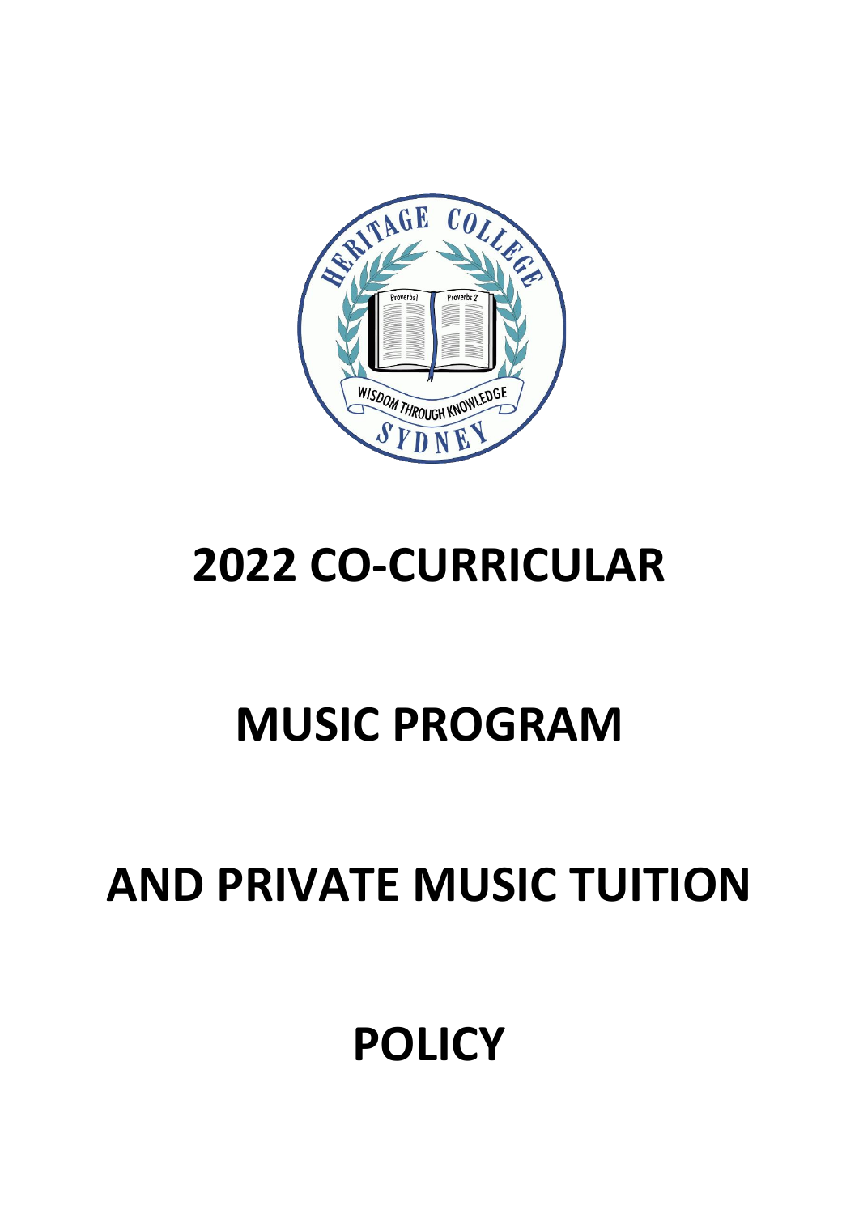# 2022 CO-CURRICULAR

# MUSIC PROGRAM

# AND PRIVATE MUSIC TUITION

# POLICY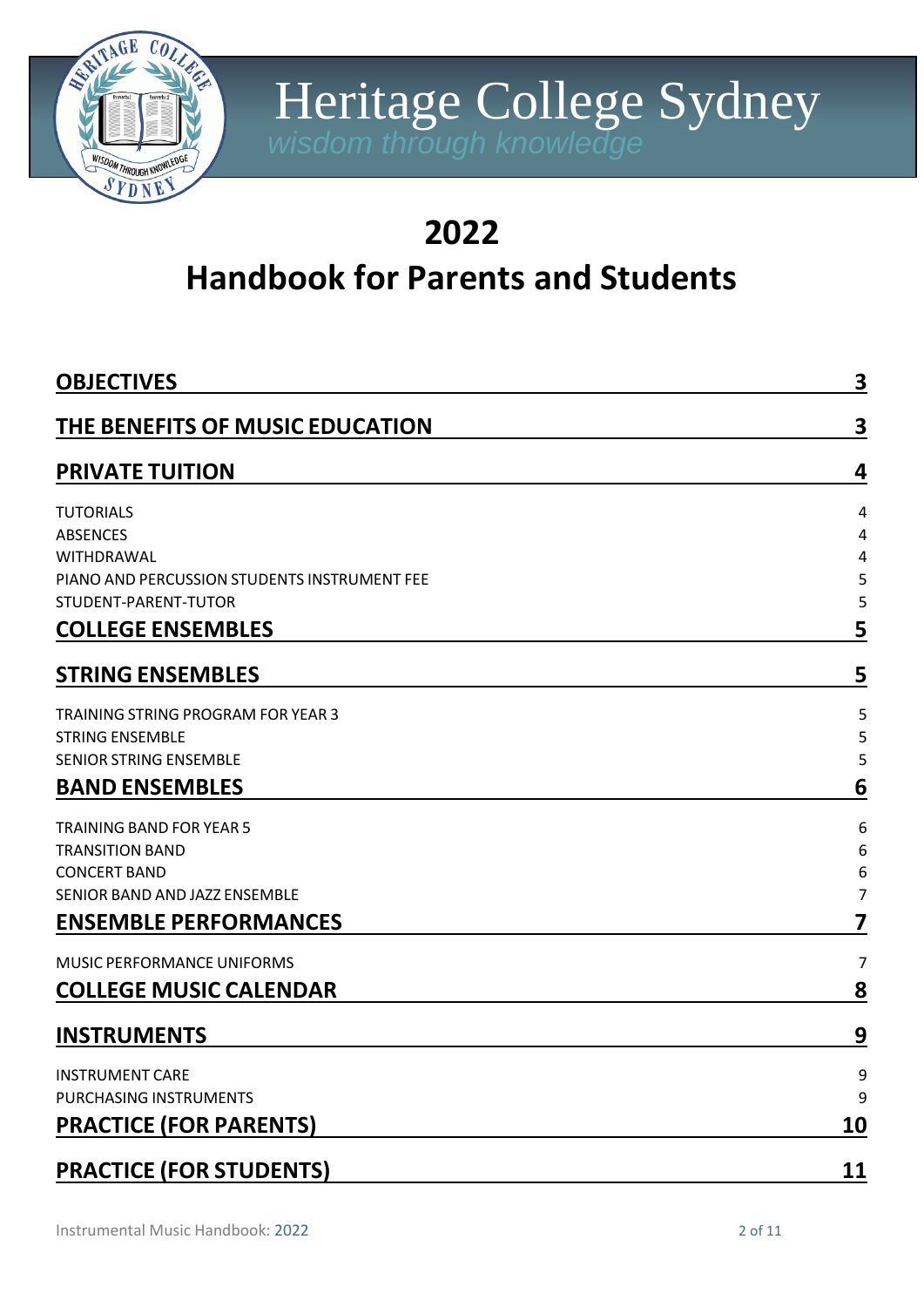# Heritage College Sydney

*wisdom through knowledge*

# 2022

# Handbook for Parents and Students

| | |
|---|---|
| **OBJECTIVES** | **3** |
| **THE BENEFITS OF MUSIC EDUCATION** | **3** |
| **PRIVATE TUITION** | **4** |
| TUTORIALS | 4 |
| ABSENCES | 4 |
| WITHDRAWAL | 4 |
| PIANO AND PERCUSSION STUDENTS INSTRUMENT FEE | 5 |
| STUDENT-PARENT-TUTOR | 5 |
| **COLLEGE ENSEMBLES** | **5** |
| **STRING ENSEMBLES** | **5** |
| TRAINING STRING PROGRAM FOR YEAR 3 | 5 |
| STRING ENSEMBLE | 5 |
| SENIOR STRING ENSEMBLE | 5 |
| **BAND ENSEMBLES** | **6** |
| TRAINING BAND FOR YEAR 5 | 6 |
| TRANSITION BAND | 6 |
| CONCERT BAND | 6 |
| SENIOR BAND AND JAZZ ENSEMBLE | 7 |
| **ENSEMBLE PERFORMANCES** | **7** |
| MUSIC PERFORMANCE UNIFORMS | 7 |
| **COLLEGE MUSIC CALENDAR** | **8** |
| **INSTRUMENTS** | **9** |
| INSTRUMENT CARE | 9 |
| PURCHASING INSTRUMENTS | 9 |
| **PRACTICE (FOR PARENTS)** | **10** |
| **PRACTICE (FOR STUDENTS)** | **11** |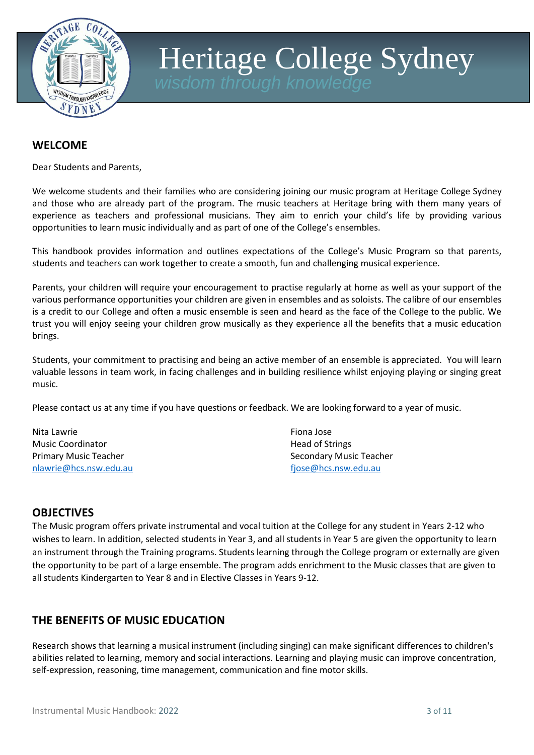# Heritage College Sydney

*wisdom through knowledge*

## WELCOME

Dear Students and Parents,

We welcome students and their families who are considering joining our music program at Heritage College Sydney and those who are already part of the program. The music teachers at Heritage bring with them many years of experience as teachers and professional musicians. They aim to enrich your child's life by providing various opportunities to learn music individually and as part of one of the College's ensembles.

This handbook provides information and outlines expectations of the College's Music Program so that parents, students and teachers can work together to create a smooth, fun and challenging musical experience.

Parents, your children will require your encouragement to practise regularly at home as well as your support of the various performance opportunities your children are given in ensembles and as soloists. The calibre of our ensembles is a credit to our College and often a music ensemble is seen and heard as the face of the College to the public. We trust you will enjoy seeing your children grow musically as they experience all the benefits that a music education brings.

Students, your commitment to practising and being an active member of an ensemble is appreciated. You will learn valuable lessons in team work, in facing challenges and in building resilience whilst enjoying playing or singing great music.

Please contact us at any time if you have questions or feedback. We are looking forward to a year of music.

Nita Lawrie
Music Coordinator
Primary Music Teacher
nlawrie@hcs.nsw.edu.au

Fiona Jose
Head of Strings
Secondary Music Teacher
fjose@hcs.nsw.edu.au

## OBJECTIVES

The Music program offers private instrumental and vocal tuition at the College for any student in Years 2-12 who wishes to learn. In addition, selected students in Year 3, and all students in Year 5 are given the opportunity to learn an instrument through the Training programs. Students learning through the College program or externally are given the opportunity to be part of a large ensemble. The program adds enrichment to the Music classes that are given to all students Kindergarten to Year 8 and in Elective Classes in Years 9-12.

## THE BENEFITS OF MUSIC EDUCATION

Research shows that learning a musical instrument (including singing) can make significant differences to children's abilities related to learning, memory and social interactions. Learning and playing music can improve concentration, self-expression, reasoning, time management, communication and fine motor skills.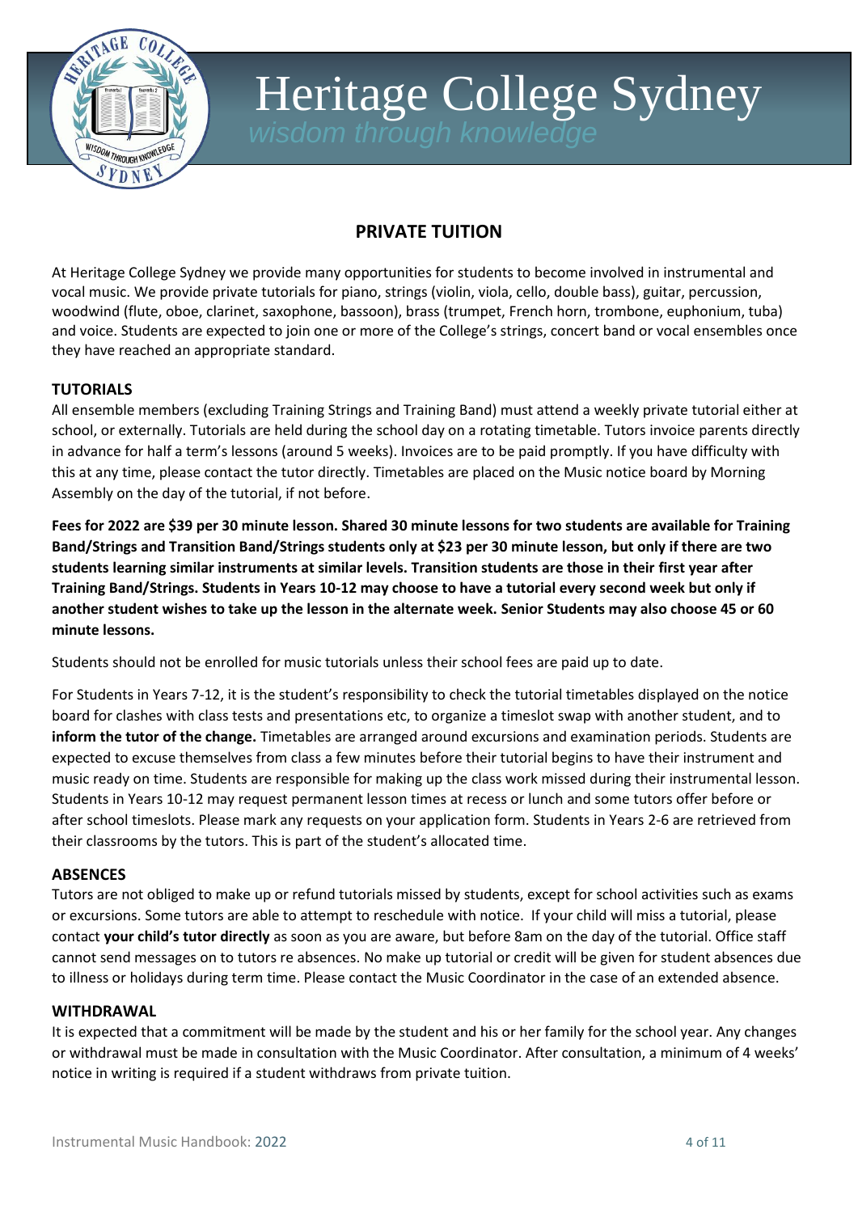# Heritage College Sydney

*wisdom through knowledge*

## PRIVATE TUITION

At Heritage College Sydney we provide many opportunities for students to become involved in instrumental and vocal music. We provide private tutorials for piano, strings (violin, viola, cello, double bass), guitar, percussion, woodwind (flute, oboe, clarinet, saxophone, bassoon), brass (trumpet, French horn, trombone, euphonium, tuba) and voice. Students are expected to join one or more of the College's strings, concert band or vocal ensembles once they have reached an appropriate standard.

### TUTORIALS

All ensemble members (excluding Training Strings and Training Band) must attend a weekly private tutorial either at school, or externally. Tutorials are held during the school day on a rotating timetable. Tutors invoice parents directly in advance for half a term's lessons (around 5 weeks). Invoices are to be paid promptly. If you have difficulty with this at any time, please contact the tutor directly. Timetables are placed on the Music notice board by Morning Assembly on the day of the tutorial, if not before.

**Fees for 2022 are $39 per 30 minute lesson. Shared 30 minute lessons for two students are available for Training Band/Strings and Transition Band/Strings students only at $23 per 30 minute lesson, but only if there are two students learning similar instruments at similar levels. Transition students are those in their first year after Training Band/Strings. Students in Years 10-12 may choose to have a tutorial every second week but only if another student wishes to take up the lesson in the alternate week. Senior Students may also choose 45 or 60 minute lessons.**

Students should not be enrolled for music tutorials unless their school fees are paid up to date.

For Students in Years 7-12, it is the student's responsibility to check the tutorial timetables displayed on the notice board for clashes with class tests and presentations etc, to organize a timeslot swap with another student, and to **inform the tutor of the change.** Timetables are arranged around excursions and examination periods. Students are expected to excuse themselves from class a few minutes before their tutorial begins to have their instrument and music ready on time. Students are responsible for making up the class work missed during their instrumental lesson. Students in Years 10-12 may request permanent lesson times at recess or lunch and some tutors offer before or after school timeslots. Please mark any requests on your application form. Students in Years 2-6 are retrieved from their classrooms by the tutors. This is part of the student's allocated time.

### ABSENCES

Tutors are not obliged to make up or refund tutorials missed by students, except for school activities such as exams or excursions. Some tutors are able to attempt to reschedule with notice. If your child will miss a tutorial, please contact **your child's tutor directly** as soon as you are aware, but before 8am on the day of the tutorial. Office staff cannot send messages on to tutors re absences. No make up tutorial or credit will be given for student absences due to illness or holidays during term time. Please contact the Music Coordinator in the case of an extended absence.

### WITHDRAWAL

It is expected that a commitment will be made by the student and his or her family for the school year. Any changes or withdrawal must be made in consultation with the Music Coordinator. After consultation, a minimum of 4 weeks' notice in writing is required if a student withdraws from private tuition.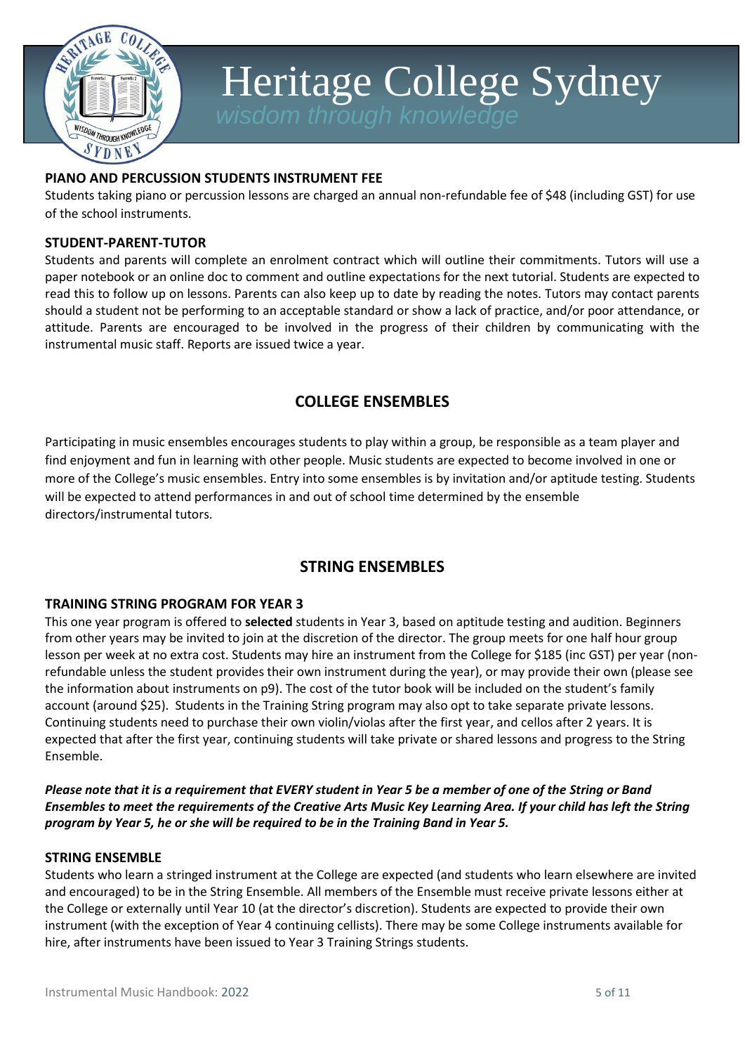### PIANO AND PERCUSSION STUDENTS INSTRUMENT FEE

Students taking piano or percussion lessons are charged an annual non-refundable fee of $48 (including GST) for use of the school instruments.

### STUDENT-PARENT-TUTOR

Students and parents will complete an enrolment contract which will outline their commitments. Tutors will use a paper notebook or an online doc to comment and outline expectations for the next tutorial. Students are expected to read this to follow up on lessons. Parents can also keep up to date by reading the notes. Tutors may contact parents should a student not be performing to an acceptable standard or show a lack of practice, and/or poor attendance, or attitude. Parents are encouraged to be involved in the progress of their children by communicating with the instrumental music staff. Reports are issued twice a year.

## COLLEGE ENSEMBLES

Participating in music ensembles encourages students to play within a group, be responsible as a team player and find enjoyment and fun in learning with other people. Music students are expected to become involved in one or more of the College's music ensembles. Entry into some ensembles is by invitation and/or aptitude testing. Students will be expected to attend performances in and out of school time determined by the ensemble directors/instrumental tutors.

## STRING ENSEMBLES

### TRAINING STRING PROGRAM FOR YEAR 3

This one year program is offered to **selected** students in Year 3, based on aptitude testing and audition. Beginners from other years may be invited to join at the discretion of the director. The group meets for one half hour group lesson per week at no extra cost. Students may hire an instrument from the College for $185 (inc GST) per year (non-refundable unless the student provides their own instrument during the year), or may provide their own (please see the information about instruments on p9). The cost of the tutor book will be included on the student's family account (around $25). Students in the Training String program may also opt to take separate private lessons. Continuing students need to purchase their own violin/violas after the first year, and cellos after 2 years. It is expected that after the first year, continuing students will take private or shared lessons and progress to the String Ensemble.

***Please note that it is a requirement that EVERY student in Year 5 be a member of one of the String or Band Ensembles to meet the requirements of the Creative Arts Music Key Learning Area. If your child has left the String program by Year 5, he or she will be required to be in the Training Band in Year 5.***

### STRING ENSEMBLE

Students who learn a stringed instrument at the College are expected (and students who learn elsewhere are invited and encouraged) to be in the String Ensemble. All members of the Ensemble must receive private lessons either at the College or externally until Year 10 (at the director's discretion). Students are expected to provide their own instrument (with the exception of Year 4 continuing cellists). There may be some College instruments available for hire, after instruments have been issued to Year 3 Training Strings students.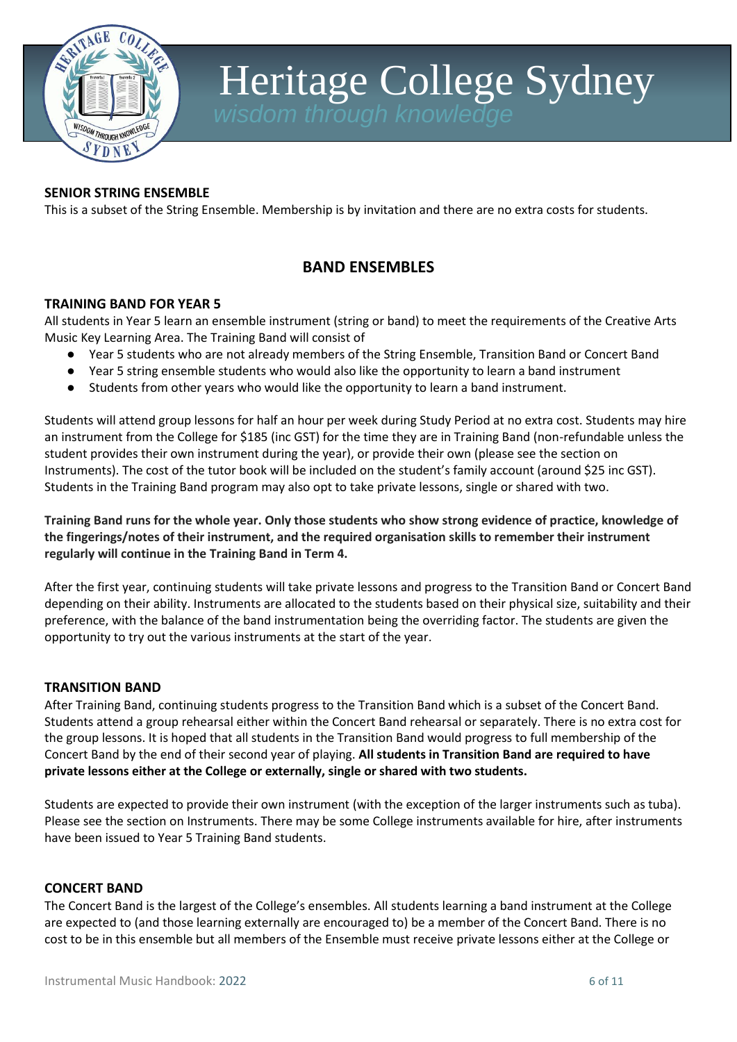### SENIOR STRING ENSEMBLE

This is a subset of the String Ensemble. Membership is by invitation and there are no extra costs for students.

## BAND ENSEMBLES

### TRAINING BAND FOR YEAR 5

All students in Year 5 learn an ensemble instrument (string or band) to meet the requirements of the Creative Arts Music Key Learning Area. The Training Band will consist of

- Year 5 students who are not already members of the String Ensemble, Transition Band or Concert Band
- Year 5 string ensemble students who would also like the opportunity to learn a band instrument
- Students from other years who would like the opportunity to learn a band instrument.

Students will attend group lessons for half an hour per week during Study Period at no extra cost. Students may hire an instrument from the College for $185 (inc GST) for the time they are in Training Band (non-refundable unless the student provides their own instrument during the year), or provide their own (please see the section on Instruments). The cost of the tutor book will be included on the student's family account (around $25 inc GST). Students in the Training Band program may also opt to take private lessons, single or shared with two.

**Training Band runs for the whole year. Only those students who show strong evidence of practice, knowledge of the fingerings/notes of their instrument, and the required organisation skills to remember their instrument regularly will continue in the Training Band in Term 4.**

After the first year, continuing students will take private lessons and progress to the Transition Band or Concert Band depending on their ability. Instruments are allocated to the students based on their physical size, suitability and their preference, with the balance of the band instrumentation being the overriding factor. The students are given the opportunity to try out the various instruments at the start of the year.

### TRANSITION BAND

After Training Band, continuing students progress to the Transition Band which is a subset of the Concert Band. Students attend a group rehearsal either within the Concert Band rehearsal or separately. There is no extra cost for the group lessons. It is hoped that all students in the Transition Band would progress to full membership of the Concert Band by the end of their second year of playing. **All students in Transition Band are required to have private lessons either at the College or externally, single or shared with two students.**

Students are expected to provide their own instrument (with the exception of the larger instruments such as tuba). Please see the section on Instruments. There may be some College instruments available for hire, after instruments have been issued to Year 5 Training Band students.

### CONCERT BAND

The Concert Band is the largest of the College's ensembles. All students learning a band instrument at the College are expected to (and those learning externally are encouraged to) be a member of the Concert Band. There is no cost to be in this ensemble but all members of the Ensemble must receive private lessons either at the College or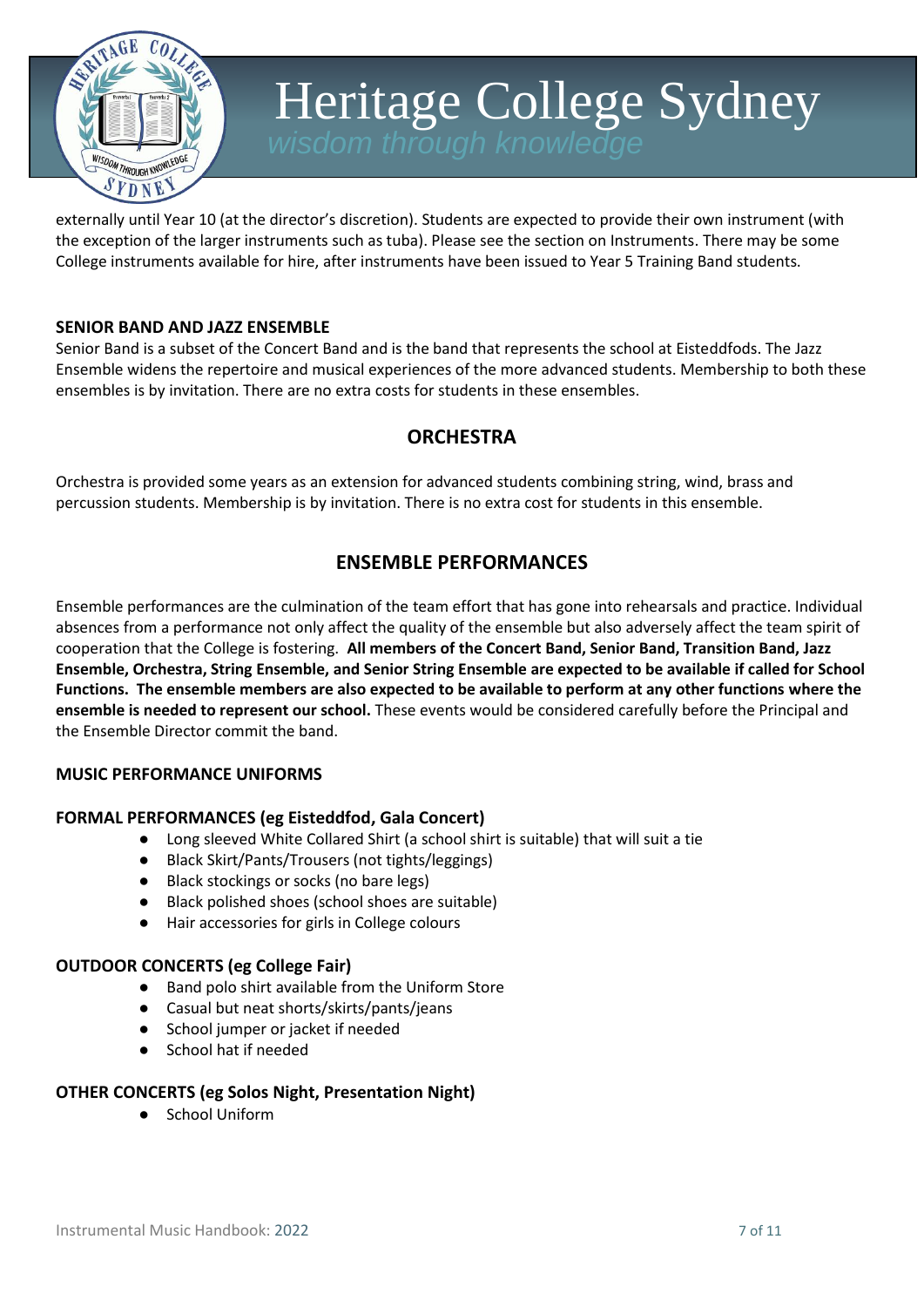externally until Year 10 (at the director's discretion). Students are expected to provide their own instrument (with the exception of the larger instruments such as tuba). Please see the section on Instruments. There may be some College instruments available for hire, after instruments have been issued to Year 5 Training Band students.

**SENIOR BAND AND JAZZ ENSEMBLE**

Senior Band is a subset of the Concert Band and is the band that represents the school at Eisteddfods. The Jazz Ensemble widens the repertoire and musical experiences of the more advanced students. Membership to both these ensembles is by invitation. There are no extra costs for students in these ensembles.

## ORCHESTRA

Orchestra is provided some years as an extension for advanced students combining string, wind, brass and percussion students. Membership is by invitation. There is no extra cost for students in this ensemble.

## ENSEMBLE PERFORMANCES

Ensemble performances are the culmination of the team effort that has gone into rehearsals and practice. Individual absences from a performance not only affect the quality of the ensemble but also adversely affect the team spirit of cooperation that the College is fostering. **All members of the Concert Band, Senior Band, Transition Band, Jazz Ensemble, Orchestra, String Ensemble, and Senior String Ensemble are expected to be available if called for School Functions. The ensemble members are also expected to be available to perform at any other functions where the ensemble is needed to represent our school.** These events would be considered carefully before the Principal and the Ensemble Director commit the band.

**MUSIC PERFORMANCE UNIFORMS**

**FORMAL PERFORMANCES (eg Eisteddfod, Gala Concert)**

- Long sleeved White Collared Shirt (a school shirt is suitable) that will suit a tie
- Black Skirt/Pants/Trousers (not tights/leggings)
- Black stockings or socks (no bare legs)
- Black polished shoes (school shoes are suitable)
- Hair accessories for girls in College colours

**OUTDOOR CONCERTS (eg College Fair)**

- Band polo shirt available from the Uniform Store
- Casual but neat shorts/skirts/pants/jeans
- School jumper or jacket if needed
- School hat if needed

**OTHER CONCERTS (eg Solos Night, Presentation Night)**

- School Uniform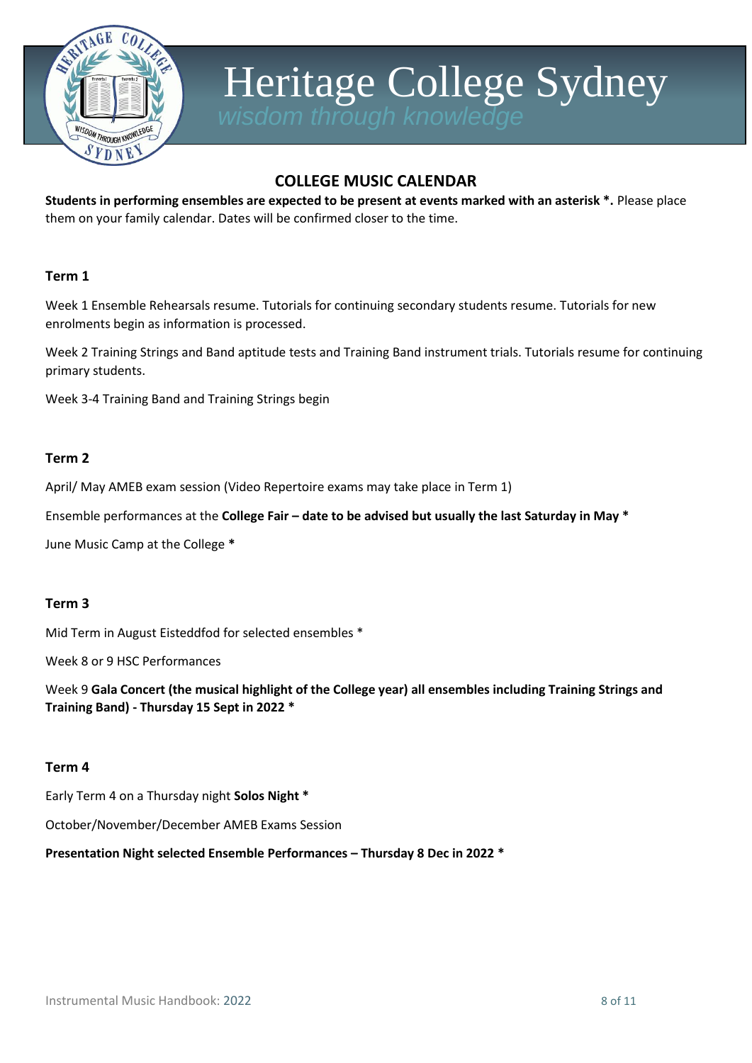# Heritage College Sydney

*wisdom through knowledge*

## COLLEGE MUSIC CALENDAR

**Students in performing ensembles are expected to be present at events marked with an asterisk *.** Please place them on your family calendar. Dates will be confirmed closer to the time.

### Term 1

Week 1 Ensemble Rehearsals resume. Tutorials for continuing secondary students resume. Tutorials for new enrolments begin as information is processed.

Week 2 Training Strings and Band aptitude tests and Training Band instrument trials. Tutorials resume for continuing primary students.

Week 3-4 Training Band and Training Strings begin

### Term 2

April/ May AMEB exam session (Video Repertoire exams may take place in Term 1)

Ensemble performances at the **College Fair – date to be advised but usually the last Saturday in May ***

June Music Camp at the College *****

### Term 3

Mid Term in August Eisteddfod for selected ensembles *

Week 8 or 9 HSC Performances

Week 9 **Gala Concert (the musical highlight of the College year) all ensembles including Training Strings and Training Band) - Thursday 15 Sept in 2022 ***

### Term 4

Early Term 4 on a Thursday night **Solos Night ***

October/November/December AMEB Exams Session

**Presentation Night selected Ensemble Performances – Thursday 8 Dec in 2022 ***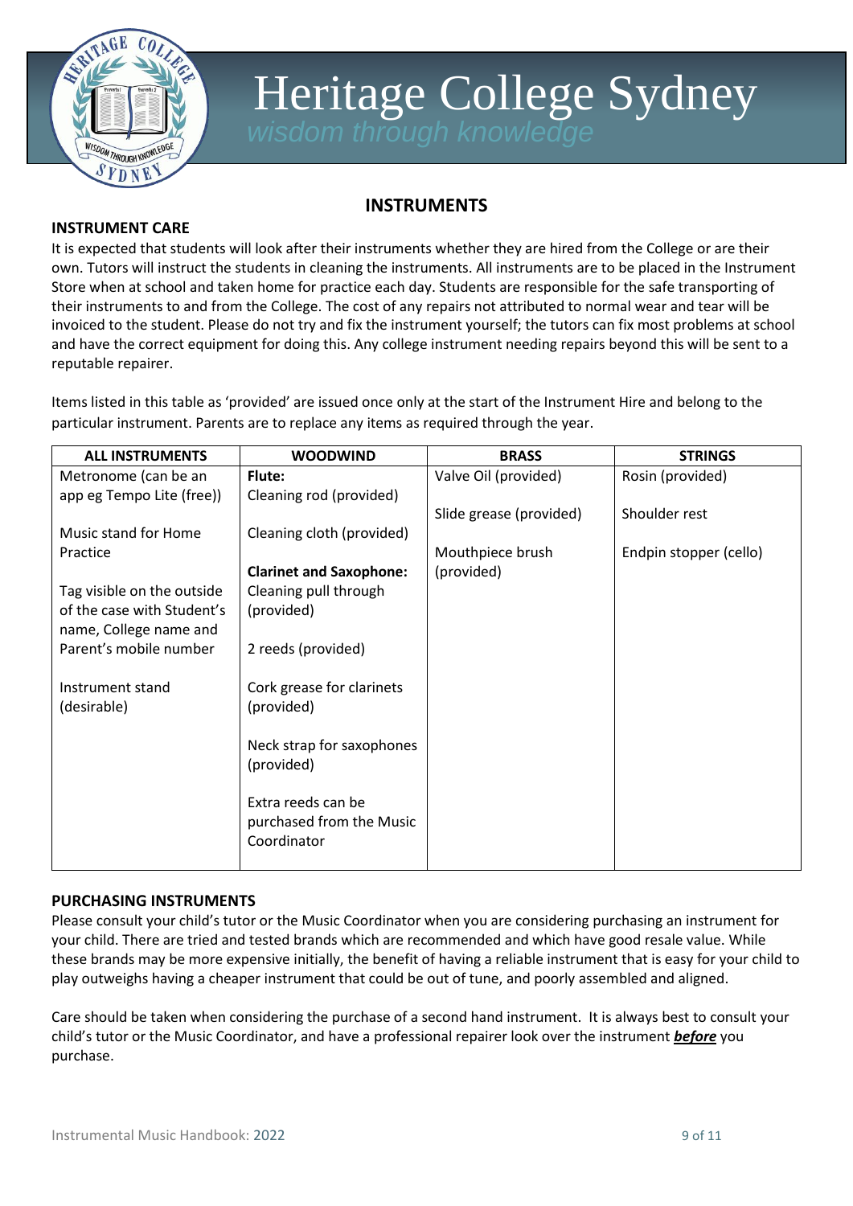# Heritage College Sydney

*wisdom through knowledge*

## INSTRUMENTS

### INSTRUMENT CARE

It is expected that students will look after their instruments whether they are hired from the College or are their own. Tutors will instruct the students in cleaning the instruments. All instruments are to be placed in the Instrument Store when at school and taken home for practice each day. Students are responsible for the safe transporting of their instruments to and from the College. The cost of any repairs not attributed to normal wear and tear will be invoiced to the student. Please do not try and fix the instrument yourself; the tutors can fix most problems at school and have the correct equipment for doing this. Any college instrument needing repairs beyond this will be sent to a reputable repairer.

Items listed in this table as 'provided' are issued once only at the start of the Instrument Hire and belong to the particular instrument. Parents are to replace any items as required through the year.

| ALL INSTRUMENTS | WOODWIND | BRASS | STRINGS |
|---|---|---|---|
| Metronome (can be an app eg Tempo Lite (free)) | **Flute:** Cleaning rod (provided) | Valve Oil (provided) | Rosin (provided) |
| Music stand for Home Practice | Cleaning cloth (provided) | Slide grease (provided) | Shoulder rest |
| Tag visible on the outside of the case with Student's name, College name and Parent's mobile number | **Clarinet and Saxophone:** Cleaning pull through (provided) | Mouthpiece brush (provided) | Endpin stopper (cello) |
| Instrument stand (desirable) | 2 reeds (provided) | | |
| | Cork grease for clarinets (provided) | | |
| | Neck strap for saxophones (provided) | | |
| | Extra reeds can be purchased from the Music Coordinator | | |

### PURCHASING INSTRUMENTS

Please consult your child's tutor or the Music Coordinator when you are considering purchasing an instrument for your child. There are tried and tested brands which are recommended and which have good resale value. While these brands may be more expensive initially, the benefit of having a reliable instrument that is easy for your child to play outweighs having a cheaper instrument that could be out of tune, and poorly assembled and aligned.

Care should be taken when considering the purchase of a second hand instrument. It is always best to consult your child's tutor or the Music Coordinator, and have a professional repairer look over the instrument ***before*** you purchase.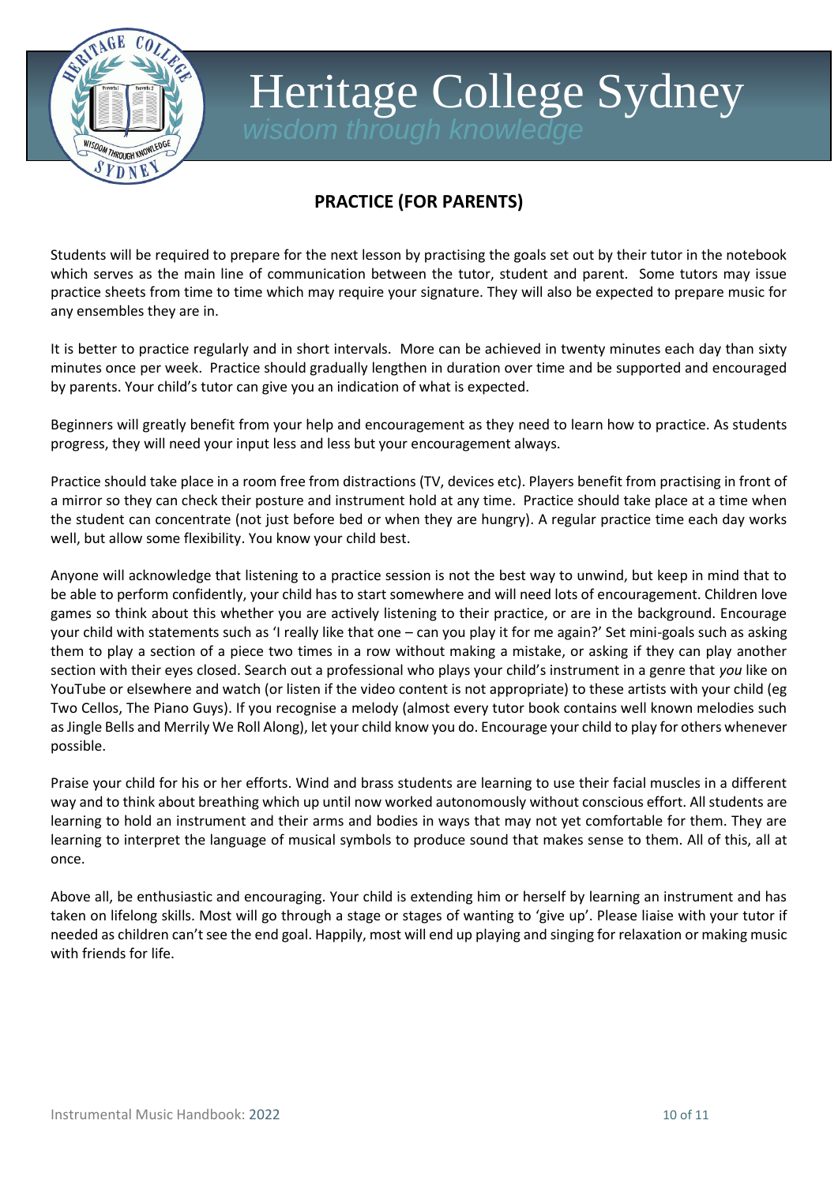Heritage College Sydney

*wisdom through knowledge*

## PRACTICE (FOR PARENTS)

Students will be required to prepare for the next lesson by practising the goals set out by their tutor in the notebook which serves as the main line of communication between the tutor, student and parent. Some tutors may issue practice sheets from time to time which may require your signature. They will also be expected to prepare music for any ensembles they are in.

It is better to practice regularly and in short intervals. More can be achieved in twenty minutes each day than sixty minutes once per week. Practice should gradually lengthen in duration over time and be supported and encouraged by parents. Your child's tutor can give you an indication of what is expected.

Beginners will greatly benefit from your help and encouragement as they need to learn how to practice. As students progress, they will need your input less and less but your encouragement always.

Practice should take place in a room free from distractions (TV, devices etc). Players benefit from practising in front of a mirror so they can check their posture and instrument hold at any time. Practice should take place at a time when the student can concentrate (not just before bed or when they are hungry). A regular practice time each day works well, but allow some flexibility. You know your child best.

Anyone will acknowledge that listening to a practice session is not the best way to unwind, but keep in mind that to be able to perform confidently, your child has to start somewhere and will need lots of encouragement. Children love games so think about this whether you are actively listening to their practice, or are in the background. Encourage your child with statements such as 'I really like that one – can you play it for me again?' Set mini-goals such as asking them to play a section of a piece two times in a row without making a mistake, or asking if they can play another section with their eyes closed. Search out a professional who plays your child's instrument in a genre that *you* like on YouTube or elsewhere and watch (or listen if the video content is not appropriate) to these artists with your child (eg Two Cellos, The Piano Guys). If you recognise a melody (almost every tutor book contains well known melodies such as Jingle Bells and Merrily We Roll Along), let your child know you do. Encourage your child to play for others whenever possible.

Praise your child for his or her efforts. Wind and brass students are learning to use their facial muscles in a different way and to think about breathing which up until now worked autonomously without conscious effort. All students are learning to hold an instrument and their arms and bodies in ways that may not yet comfortable for them. They are learning to interpret the language of musical symbols to produce sound that makes sense to them. All of this, all at once.

Above all, be enthusiastic and encouraging. Your child is extending him or herself by learning an instrument and has taken on lifelong skills. Most will go through a stage or stages of wanting to 'give up'. Please liaise with your tutor if needed as children can't see the end goal. Happily, most will end up playing and singing for relaxation or making music with friends for life.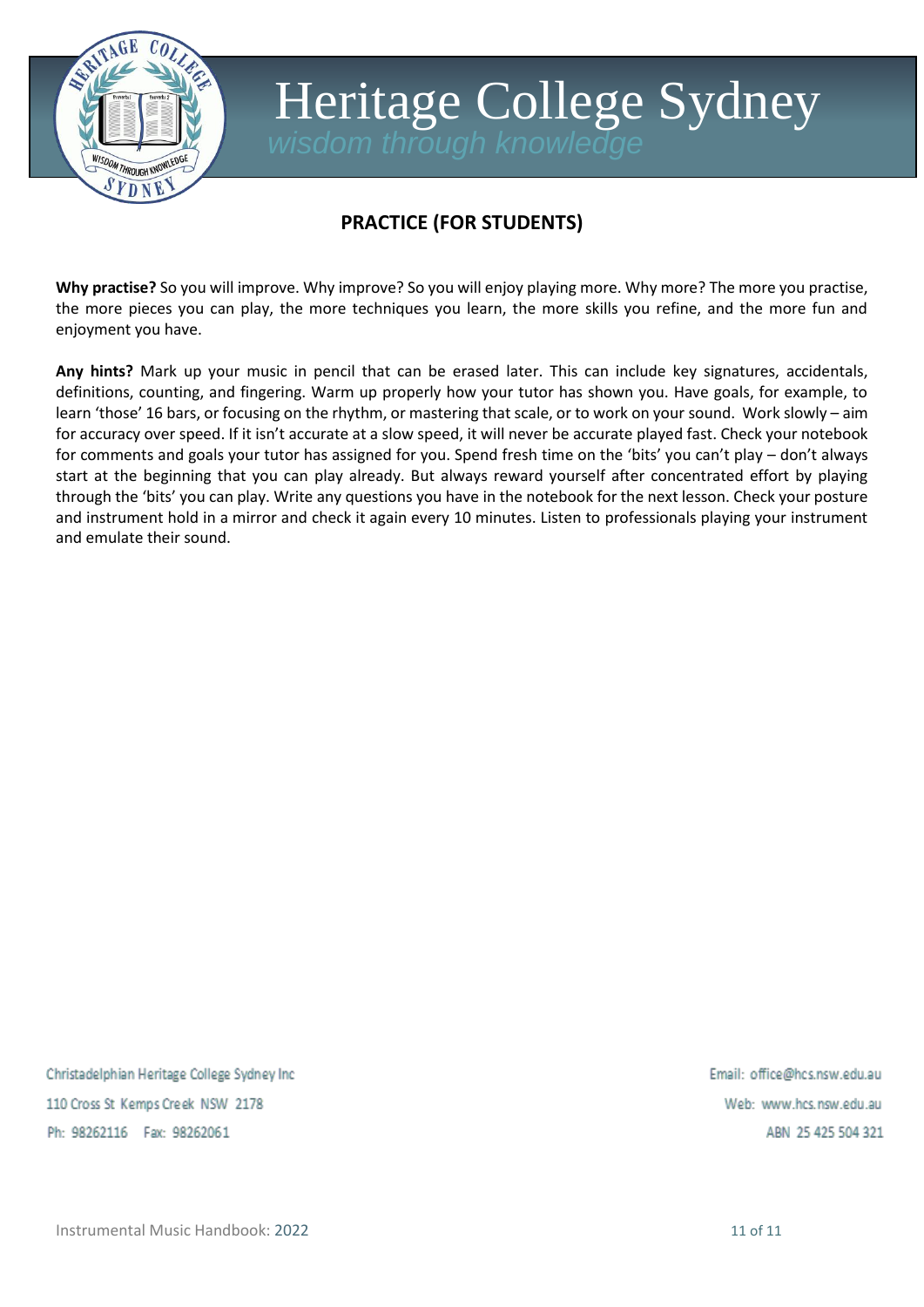# Heritage College Sydney

*wisdom through knowledge*

## PRACTICE (FOR STUDENTS)

**Why practise?** So you will improve. Why improve? So you will enjoy playing more. Why more? The more you practise, the more pieces you can play, the more techniques you learn, the more skills you refine, and the more fun and enjoyment you have.

**Any hints?** Mark up your music in pencil that can be erased later. This can include key signatures, accidentals, definitions, counting, and fingering. Warm up properly how your tutor has shown you. Have goals, for example, to learn 'those' 16 bars, or focusing on the rhythm, or mastering that scale, or to work on your sound. Work slowly – aim for accuracy over speed. If it isn't accurate at a slow speed, it will never be accurate played fast. Check your notebook for comments and goals your tutor has assigned for you. Spend fresh time on the 'bits' you can't play – don't always start at the beginning that you can play already. But always reward yourself after concentrated effort by playing through the 'bits' you can play. Write any questions you have in the notebook for the next lesson. Check your posture and instrument hold in a mirror and check it again every 10 minutes. Listen to professionals playing your instrument and emulate their sound.

Christadelphian Heritage College Sydney Inc
110 Cross St Kemps Creek NSW 2178
Ph: 98262116 Fax: 98262061

Email: office@hcs.nsw.edu.au
Web: www.hcs.nsw.edu.au
ABN 25 425 504 321